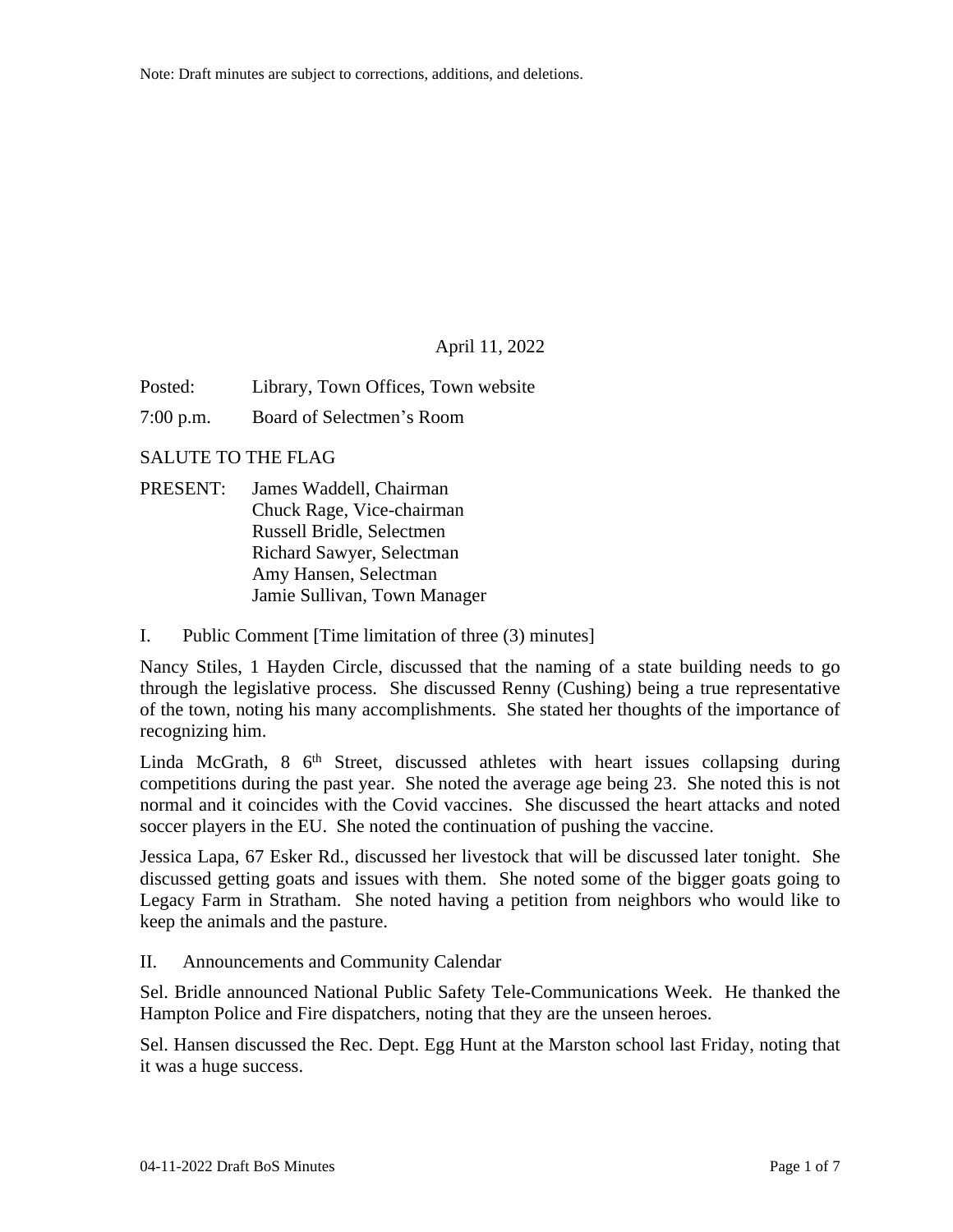Note: Draft minutes are subject to corrections, additions, and deletions.

April 11, 2022

Posted: Library, Town Offices, Town website

7:00 p.m. Board of Selectmen's Room

SALUTE TO THE FLAG

PRESENT: James Waddell, Chairman
Chuck Rage, Vice-chairman
Russell Bridle, Selectmen
Richard Sawyer, Selectman
Amy Hansen, Selectman
Jamie Sullivan, Town Manager

## I. Public Comment [Time limitation of three (3) minutes]

Nancy Stiles, 1 Hayden Circle, discussed that the naming of a state building needs to go through the legislative process. She discussed Renny (Cushing) being a true representative of the town, noting his many accomplishments. She stated her thoughts of the importance of recognizing him.

Linda McGrath, 8 6th Street, discussed athletes with heart issues collapsing during competitions during the past year. She noted the average age being 23. She noted this is not normal and it coincides with the Covid vaccines. She discussed the heart attacks and noted soccer players in the EU. She noted the continuation of pushing the vaccine.

Jessica Lapa, 67 Esker Rd., discussed her livestock that will be discussed later tonight. She discussed getting goats and issues with them. She noted some of the bigger goats going to Legacy Farm in Stratham. She noted having a petition from neighbors who would like to keep the animals and the pasture.

## II. Announcements and Community Calendar

Sel. Bridle announced National Public Safety Tele-Communications Week. He thanked the Hampton Police and Fire dispatchers, noting that they are the unseen heroes.

Sel. Hansen discussed the Rec. Dept. Egg Hunt at the Marston school last Friday, noting that it was a huge success.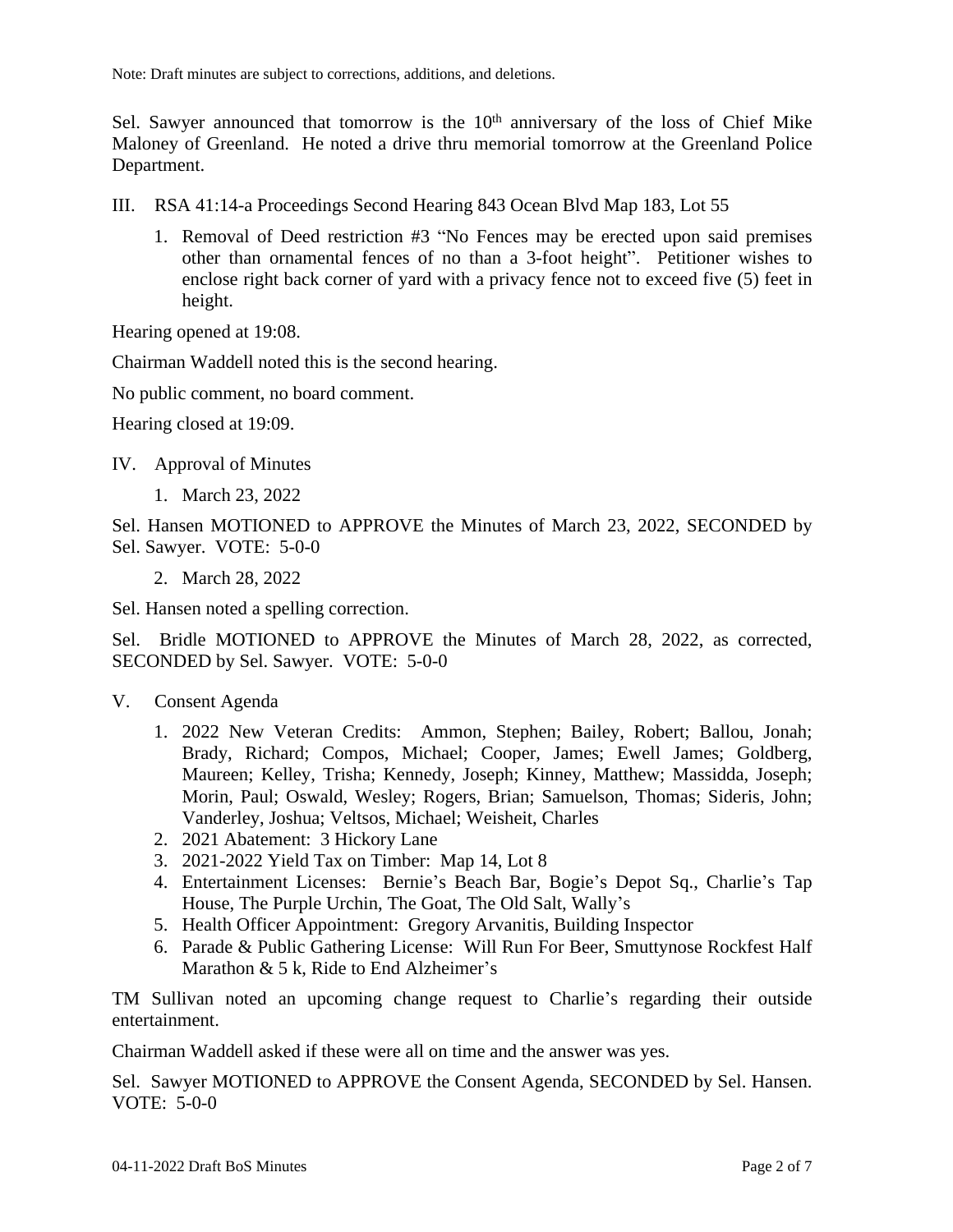Note: Draft minutes are subject to corrections, additions, and deletions.

Sel. Sawyer announced that tomorrow is the 10th anniversary of the loss of Chief Mike Maloney of Greenland. He noted a drive thru memorial tomorrow at the Greenland Police Department.

III. RSA 41:14-a Proceedings Second Hearing 843 Ocean Blvd Map 183, Lot 55

1. Removal of Deed restriction #3 "No Fences may be erected upon said premises other than ornamental fences of no than a 3-foot height". Petitioner wishes to enclose right back corner of yard with a privacy fence not to exceed five (5) feet in height.

Hearing opened at 19:08.

Chairman Waddell noted this is the second hearing.

No public comment, no board comment.

Hearing closed at 19:09.

IV. Approval of Minutes

1. March 23, 2022

Sel. Hansen MOTIONED to APPROVE the Minutes of March 23, 2022, SECONDED by Sel. Sawyer. VOTE: 5-0-0

2. March 28, 2022

Sel. Hansen noted a spelling correction.

Sel. Bridle MOTIONED to APPROVE the Minutes of March 28, 2022, as corrected, SECONDED by Sel. Sawyer. VOTE: 5-0-0

V. Consent Agenda

1. 2022 New Veteran Credits: Ammon, Stephen; Bailey, Robert; Ballou, Jonah; Brady, Richard; Compos, Michael; Cooper, James; Ewell James; Goldberg, Maureen; Kelley, Trisha; Kennedy, Joseph; Kinney, Matthew; Massidda, Joseph; Morin, Paul; Oswald, Wesley; Rogers, Brian; Samuelson, Thomas; Sideris, John; Vanderley, Joshua; Veltsos, Michael; Weisheit, Charles
2. 2021 Abatement: 3 Hickory Lane
3. 2021-2022 Yield Tax on Timber: Map 14, Lot 8
4. Entertainment Licenses: Bernie's Beach Bar, Bogie's Depot Sq., Charlie's Tap House, The Purple Urchin, The Goat, The Old Salt, Wally's
5. Health Officer Appointment: Gregory Arvanitis, Building Inspector
6. Parade & Public Gathering License: Will Run For Beer, Smuttynose Rockfest Half Marathon & 5 k, Ride to End Alzheimer's

TM Sullivan noted an upcoming change request to Charlie's regarding their outside entertainment.

Chairman Waddell asked if these were all on time and the answer was yes.

Sel. Sawyer MOTIONED to APPROVE the Consent Agenda, SECONDED by Sel. Hansen. VOTE: 5-0-0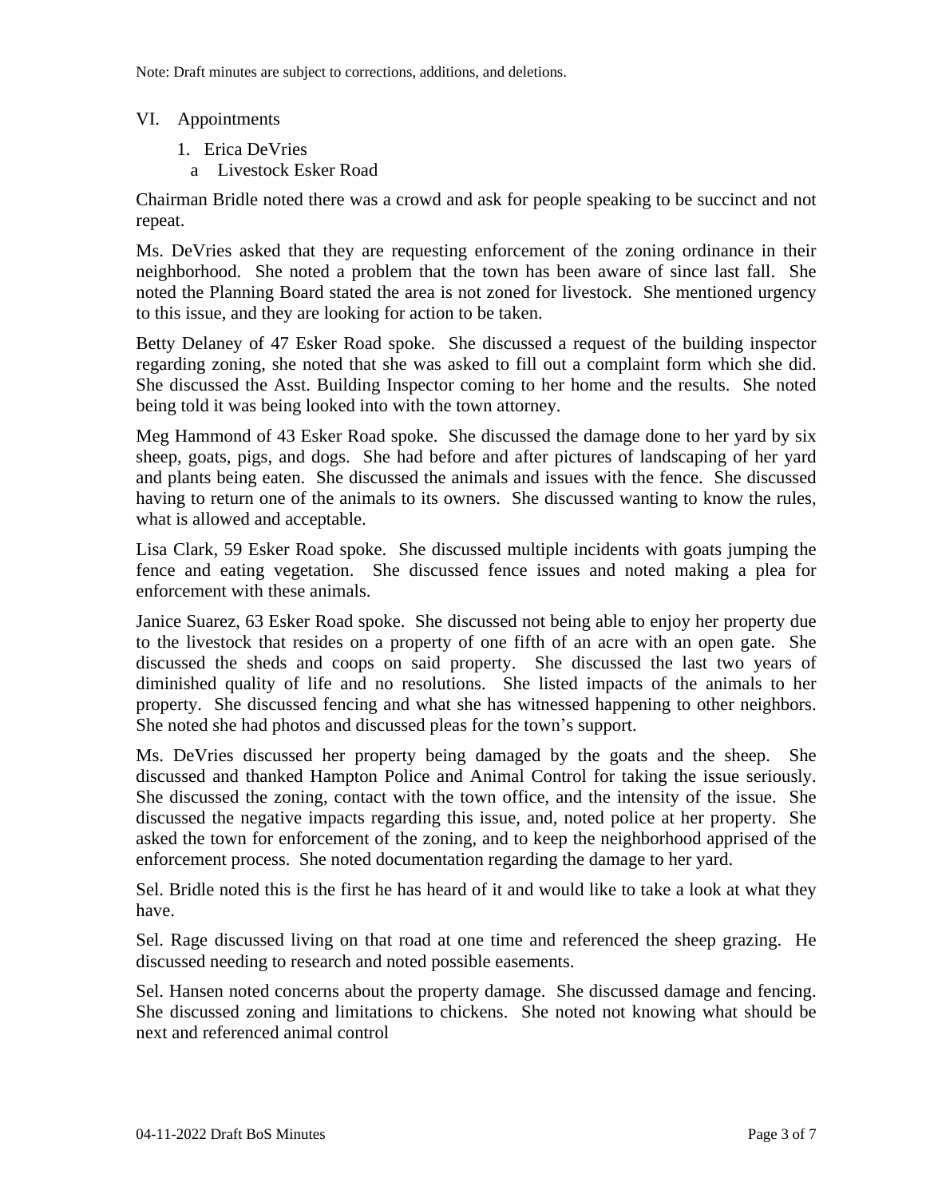Note: Draft minutes are subject to corrections, additions, and deletions.

VI. Appointments

1. Erica DeVries
   a Livestock Esker Road

Chairman Bridle noted there was a crowd and ask for people speaking to be succinct and not repeat.

Ms. DeVries asked that they are requesting enforcement of the zoning ordinance in their neighborhood. She noted a problem that the town has been aware of since last fall. She noted the Planning Board stated the area is not zoned for livestock. She mentioned urgency to this issue, and they are looking for action to be taken.

Betty Delaney of 47 Esker Road spoke. She discussed a request of the building inspector regarding zoning, she noted that she was asked to fill out a complaint form which she did. She discussed the Asst. Building Inspector coming to her home and the results. She noted being told it was being looked into with the town attorney.

Meg Hammond of 43 Esker Road spoke. She discussed the damage done to her yard by six sheep, goats, pigs, and dogs. She had before and after pictures of landscaping of her yard and plants being eaten. She discussed the animals and issues with the fence. She discussed having to return one of the animals to its owners. She discussed wanting to know the rules, what is allowed and acceptable.

Lisa Clark, 59 Esker Road spoke. She discussed multiple incidents with goats jumping the fence and eating vegetation. She discussed fence issues and noted making a plea for enforcement with these animals.

Janice Suarez, 63 Esker Road spoke. She discussed not being able to enjoy her property due to the livestock that resides on a property of one fifth of an acre with an open gate. She discussed the sheds and coops on said property. She discussed the last two years of diminished quality of life and no resolutions. She listed impacts of the animals to her property. She discussed fencing and what she has witnessed happening to other neighbors. She noted she had photos and discussed pleas for the town's support.

Ms. DeVries discussed her property being damaged by the goats and the sheep. She discussed and thanked Hampton Police and Animal Control for taking the issue seriously. She discussed the zoning, contact with the town office, and the intensity of the issue. She discussed the negative impacts regarding this issue, and, noted police at her property. She asked the town for enforcement of the zoning, and to keep the neighborhood apprised of the enforcement process. She noted documentation regarding the damage to her yard.

Sel. Bridle noted this is the first he has heard of it and would like to take a look at what they have.

Sel. Rage discussed living on that road at one time and referenced the sheep grazing. He discussed needing to research and noted possible easements.

Sel. Hansen noted concerns about the property damage. She discussed damage and fencing. She discussed zoning and limitations to chickens. She noted not knowing what should be next and referenced animal control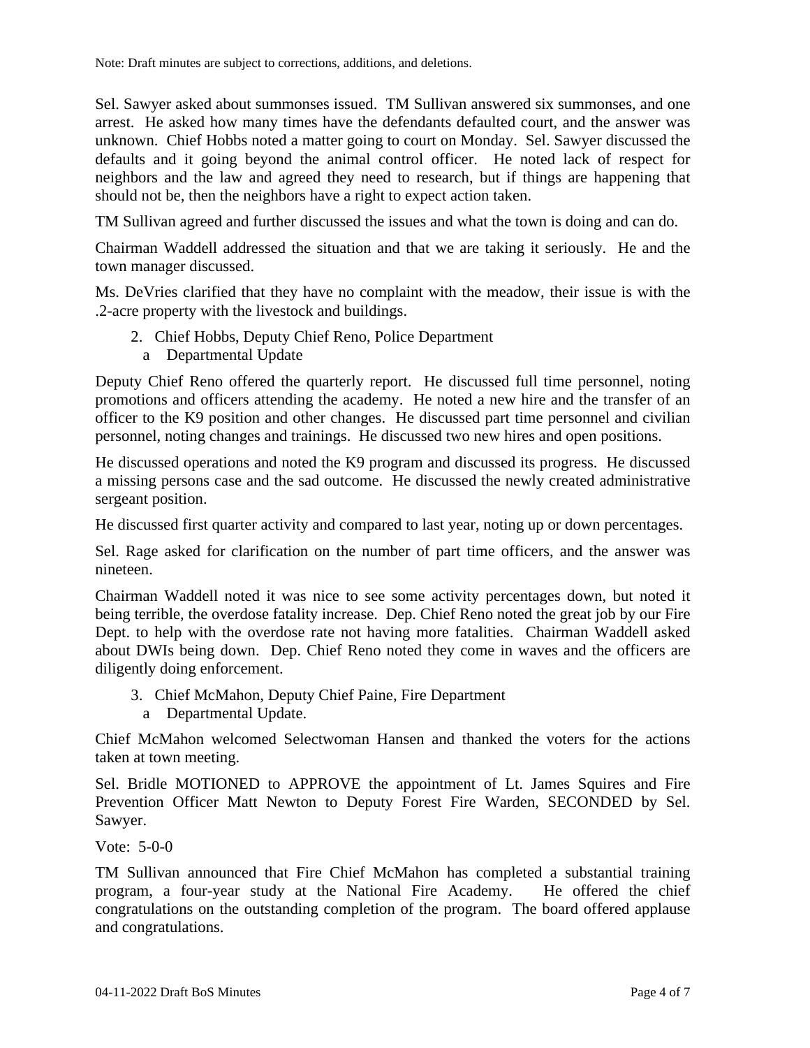Note: Draft minutes are subject to corrections, additions, and deletions.

Sel. Sawyer asked about summonses issued. TM Sullivan answered six summonses, and one arrest. He asked how many times have the defendants defaulted court, and the answer was unknown. Chief Hobbs noted a matter going to court on Monday. Sel. Sawyer discussed the defaults and it going beyond the animal control officer. He noted lack of respect for neighbors and the law and agreed they need to research, but if things are happening that should not be, then the neighbors have a right to expect action taken.

TM Sullivan agreed and further discussed the issues and what the town is doing and can do.

Chairman Waddell addressed the situation and that we are taking it seriously. He and the town manager discussed.

Ms. DeVries clarified that they have no complaint with the meadow, their issue is with the .2-acre property with the livestock and buildings.

2. Chief Hobbs, Deputy Chief Reno, Police Department
   a. Departmental Update

Deputy Chief Reno offered the quarterly report. He discussed full time personnel, noting promotions and officers attending the academy. He noted a new hire and the transfer of an officer to the K9 position and other changes. He discussed part time personnel and civilian personnel, noting changes and trainings. He discussed two new hires and open positions.

He discussed operations and noted the K9 program and discussed its progress. He discussed a missing persons case and the sad outcome. He discussed the newly created administrative sergeant position.

He discussed first quarter activity and compared to last year, noting up or down percentages.

Sel. Rage asked for clarification on the number of part time officers, and the answer was nineteen.

Chairman Waddell noted it was nice to see some activity percentages down, but noted it being terrible, the overdose fatality increase. Dep. Chief Reno noted the great job by our Fire Dept. to help with the overdose rate not having more fatalities. Chairman Waddell asked about DWIs being down. Dep. Chief Reno noted they come in waves and the officers are diligently doing enforcement.

3. Chief McMahon, Deputy Chief Paine, Fire Department
   a. Departmental Update.

Chief McMahon welcomed Selectwoman Hansen and thanked the voters for the actions taken at town meeting.

Sel. Bridle MOTIONED to APPROVE the appointment of Lt. James Squires and Fire Prevention Officer Matt Newton to Deputy Forest Fire Warden, SECONDED by Sel. Sawyer.

Vote: 5-0-0

TM Sullivan announced that Fire Chief McMahon has completed a substantial training program, a four-year study at the National Fire Academy. He offered the chief congratulations on the outstanding completion of the program. The board offered applause and congratulations.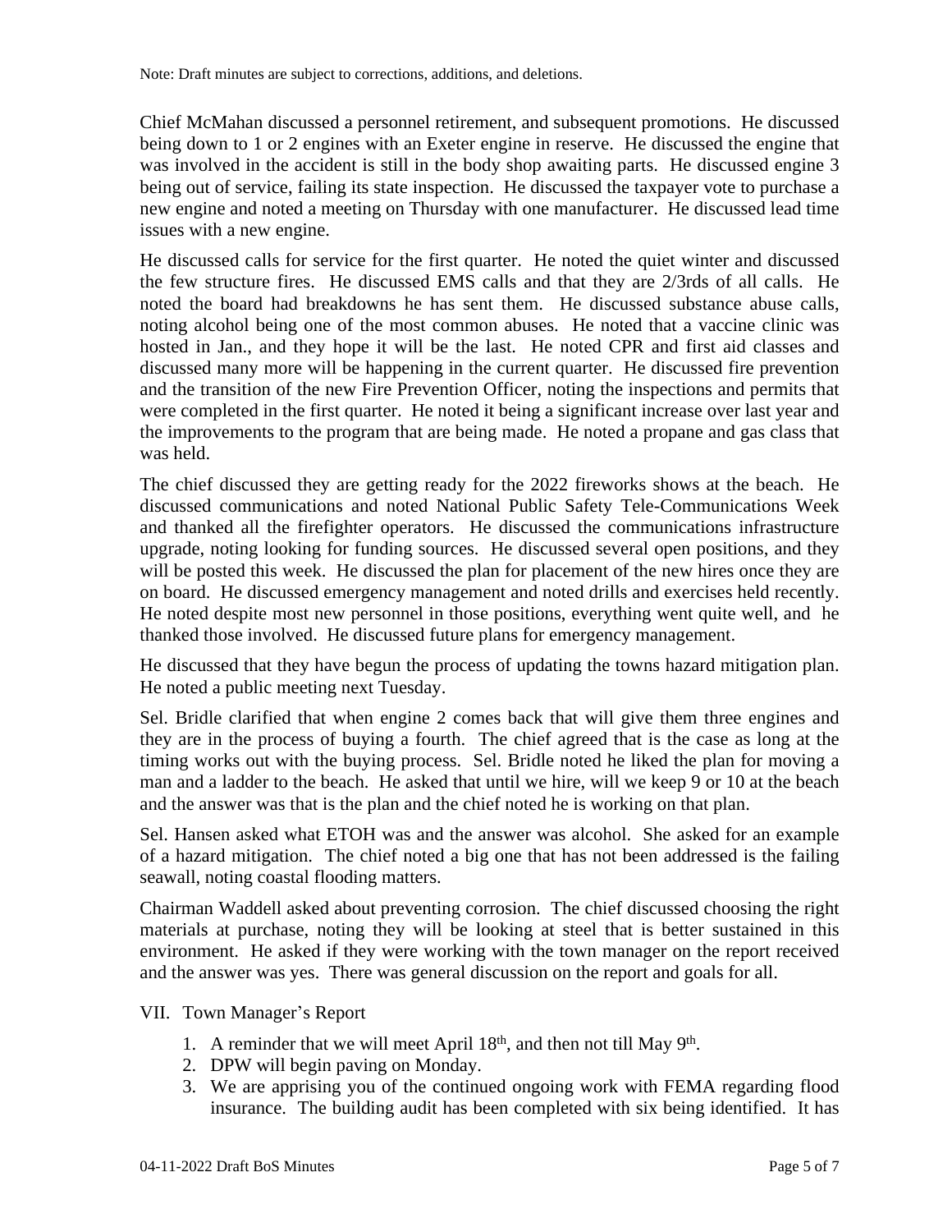Note: Draft minutes are subject to corrections, additions, and deletions.

Chief McMahan discussed a personnel retirement, and subsequent promotions. He discussed being down to 1 or 2 engines with an Exeter engine in reserve. He discussed the engine that was involved in the accident is still in the body shop awaiting parts. He discussed engine 3 being out of service, failing its state inspection. He discussed the taxpayer vote to purchase a new engine and noted a meeting on Thursday with one manufacturer. He discussed lead time issues with a new engine.

He discussed calls for service for the first quarter. He noted the quiet winter and discussed the few structure fires. He discussed EMS calls and that they are 2/3rds of all calls. He noted the board had breakdowns he has sent them. He discussed substance abuse calls, noting alcohol being one of the most common abuses. He noted that a vaccine clinic was hosted in Jan., and they hope it will be the last. He noted CPR and first aid classes and discussed many more will be happening in the current quarter. He discussed fire prevention and the transition of the new Fire Prevention Officer, noting the inspections and permits that were completed in the first quarter. He noted it being a significant increase over last year and the improvements to the program that are being made. He noted a propane and gas class that was held.

The chief discussed they are getting ready for the 2022 fireworks shows at the beach. He discussed communications and noted National Public Safety Tele-Communications Week and thanked all the firefighter operators. He discussed the communications infrastructure upgrade, noting looking for funding sources. He discussed several open positions, and they will be posted this week. He discussed the plan for placement of the new hires once they are on board. He discussed emergency management and noted drills and exercises held recently. He noted despite most new personnel in those positions, everything went quite well, and he thanked those involved. He discussed future plans for emergency management.

He discussed that they have begun the process of updating the towns hazard mitigation plan. He noted a public meeting next Tuesday.

Sel. Bridle clarified that when engine 2 comes back that will give them three engines and they are in the process of buying a fourth. The chief agreed that is the case as long at the timing works out with the buying process. Sel. Bridle noted he liked the plan for moving a man and a ladder to the beach. He asked that until we hire, will we keep 9 or 10 at the beach and the answer was that is the plan and the chief noted he is working on that plan.

Sel. Hansen asked what ETOH was and the answer was alcohol. She asked for an example of a hazard mitigation. The chief noted a big one that has not been addressed is the failing seawall, noting coastal flooding matters.

Chairman Waddell asked about preventing corrosion. The chief discussed choosing the right materials at purchase, noting they will be looking at steel that is better sustained in this environment. He asked if they were working with the town manager on the report received and the answer was yes. There was general discussion on the report and goals for all.

VII. Town Manager's Report

1. A reminder that we will meet April 18th, and then not till May 9th.
2. DPW will begin paving on Monday.
3. We are apprising you of the continued ongoing work with FEMA regarding flood insurance. The building audit has been completed with six being identified. It has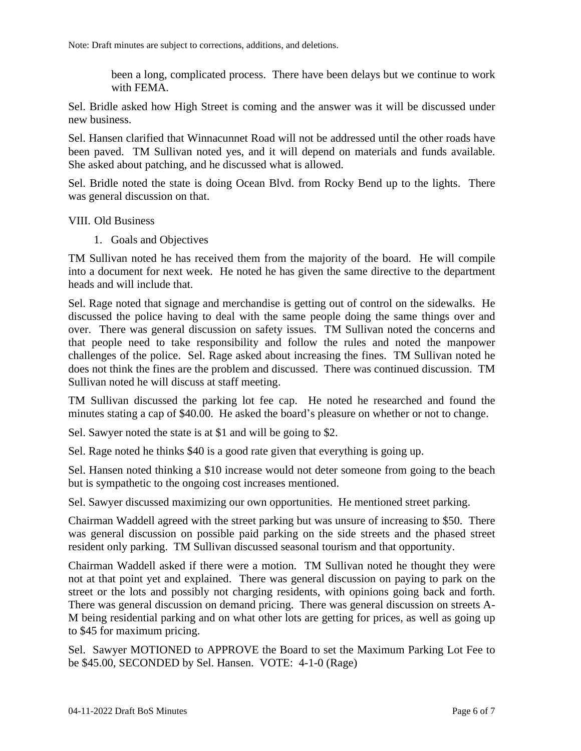been a long, complicated process. There have been delays but we continue to work with FEMA.

Sel. Bridle asked how High Street is coming and the answer was it will be discussed under new business.

Sel. Hansen clarified that Winnacunnet Road will not be addressed until the other roads have been paved. TM Sullivan noted yes, and it will depend on materials and funds available. She asked about patching, and he discussed what is allowed.

Sel. Bridle noted the state is doing Ocean Blvd. from Rocky Bend up to the lights. There was general discussion on that.

VIII. Old Business

1. Goals and Objectives

TM Sullivan noted he has received them from the majority of the board. He will compile into a document for next week. He noted he has given the same directive to the department heads and will include that.

Sel. Rage noted that signage and merchandise is getting out of control on the sidewalks. He discussed the police having to deal with the same people doing the same things over and over. There was general discussion on safety issues. TM Sullivan noted the concerns and that people need to take responsibility and follow the rules and noted the manpower challenges of the police. Sel. Rage asked about increasing the fines. TM Sullivan noted he does not think the fines are the problem and discussed. There was continued discussion. TM Sullivan noted he will discuss at staff meeting.

TM Sullivan discussed the parking lot fee cap. He noted he researched and found the minutes stating a cap of $40.00. He asked the board's pleasure on whether or not to change.

Sel. Sawyer noted the state is at $1 and will be going to $2.

Sel. Rage noted he thinks $40 is a good rate given that everything is going up.

Sel. Hansen noted thinking a $10 increase would not deter someone from going to the beach but is sympathetic to the ongoing cost increases mentioned.

Sel. Sawyer discussed maximizing our own opportunities. He mentioned street parking.

Chairman Waddell agreed with the street parking but was unsure of increasing to $50. There was general discussion on possible paid parking on the side streets and the phased street resident only parking. TM Sullivan discussed seasonal tourism and that opportunity.

Chairman Waddell asked if there were a motion. TM Sullivan noted he thought they were not at that point yet and explained. There was general discussion on paying to park on the street or the lots and possibly not charging residents, with opinions going back and forth. There was general discussion on demand pricing. There was general discussion on streets A-M being residential parking and on what other lots are getting for prices, as well as going up to $45 for maximum pricing.

Sel. Sawyer MOTIONED to APPROVE the Board to set the Maximum Parking Lot Fee to be $45.00, SECONDED by Sel. Hansen. VOTE: 4-1-0 (Rage)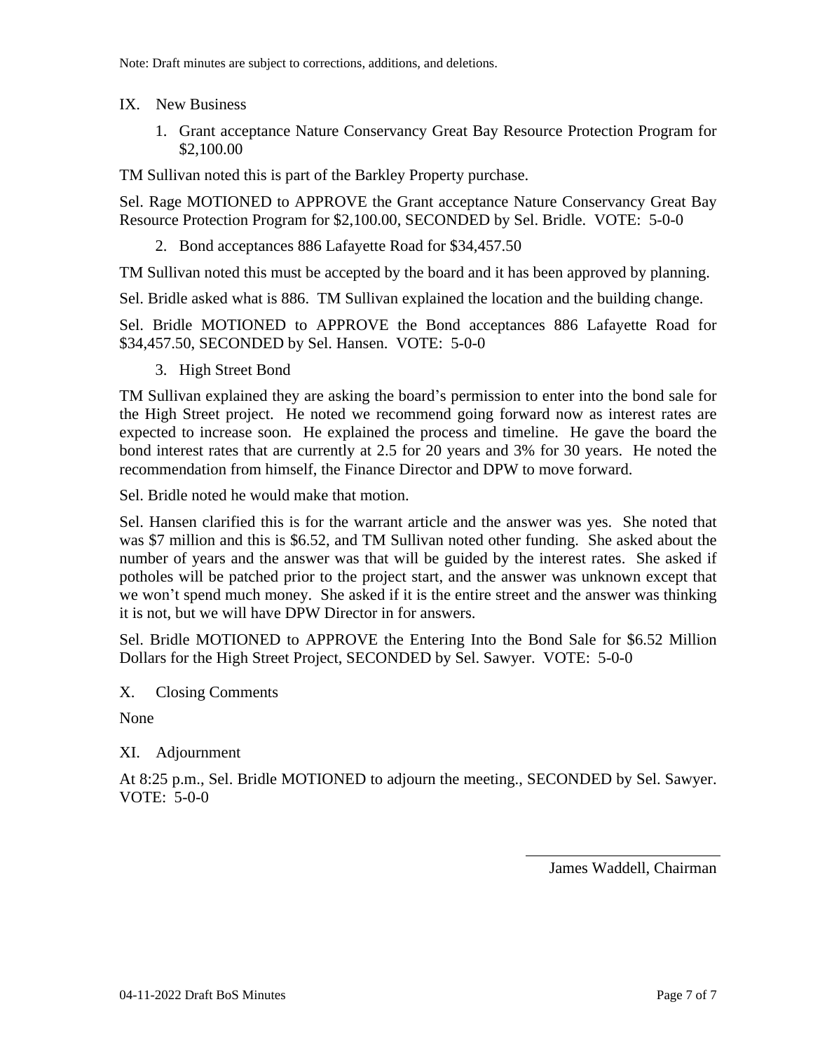Note: Draft minutes are subject to corrections, additions, and deletions.

IX. New Business

1. Grant acceptance Nature Conservancy Great Bay Resource Protection Program for $2,100.00

TM Sullivan noted this is part of the Barkley Property purchase.

Sel. Rage MOTIONED to APPROVE the Grant acceptance Nature Conservancy Great Bay Resource Protection Program for $2,100.00, SECONDED by Sel. Bridle. VOTE: 5-0-0

2. Bond acceptances 886 Lafayette Road for $34,457.50

TM Sullivan noted this must be accepted by the board and it has been approved by planning.

Sel. Bridle asked what is 886. TM Sullivan explained the location and the building change.

Sel. Bridle MOTIONED to APPROVE the Bond acceptances 886 Lafayette Road for $34,457.50, SECONDED by Sel. Hansen. VOTE: 5-0-0

3. High Street Bond

TM Sullivan explained they are asking the board's permission to enter into the bond sale for the High Street project. He noted we recommend going forward now as interest rates are expected to increase soon. He explained the process and timeline. He gave the board the bond interest rates that are currently at 2.5 for 20 years and 3% for 30 years. He noted the recommendation from himself, the Finance Director and DPW to move forward.

Sel. Bridle noted he would make that motion.

Sel. Hansen clarified this is for the warrant article and the answer was yes. She noted that was $7 million and this is $6.52, and TM Sullivan noted other funding. She asked about the number of years and the answer was that will be guided by the interest rates. She asked if potholes will be patched prior to the project start, and the answer was unknown except that we won't spend much money. She asked if it is the entire street and the answer was thinking it is not, but we will have DPW Director in for answers.

Sel. Bridle MOTIONED to APPROVE the Entering Into the Bond Sale for $6.52 Million Dollars for the High Street Project, SECONDED by Sel. Sawyer. VOTE: 5-0-0

X. Closing Comments

None

XI. Adjournment

At 8:25 p.m., Sel. Bridle MOTIONED to adjourn the meeting., SECONDED by Sel. Sawyer. VOTE: 5-0-0

James Waddell, Chairman